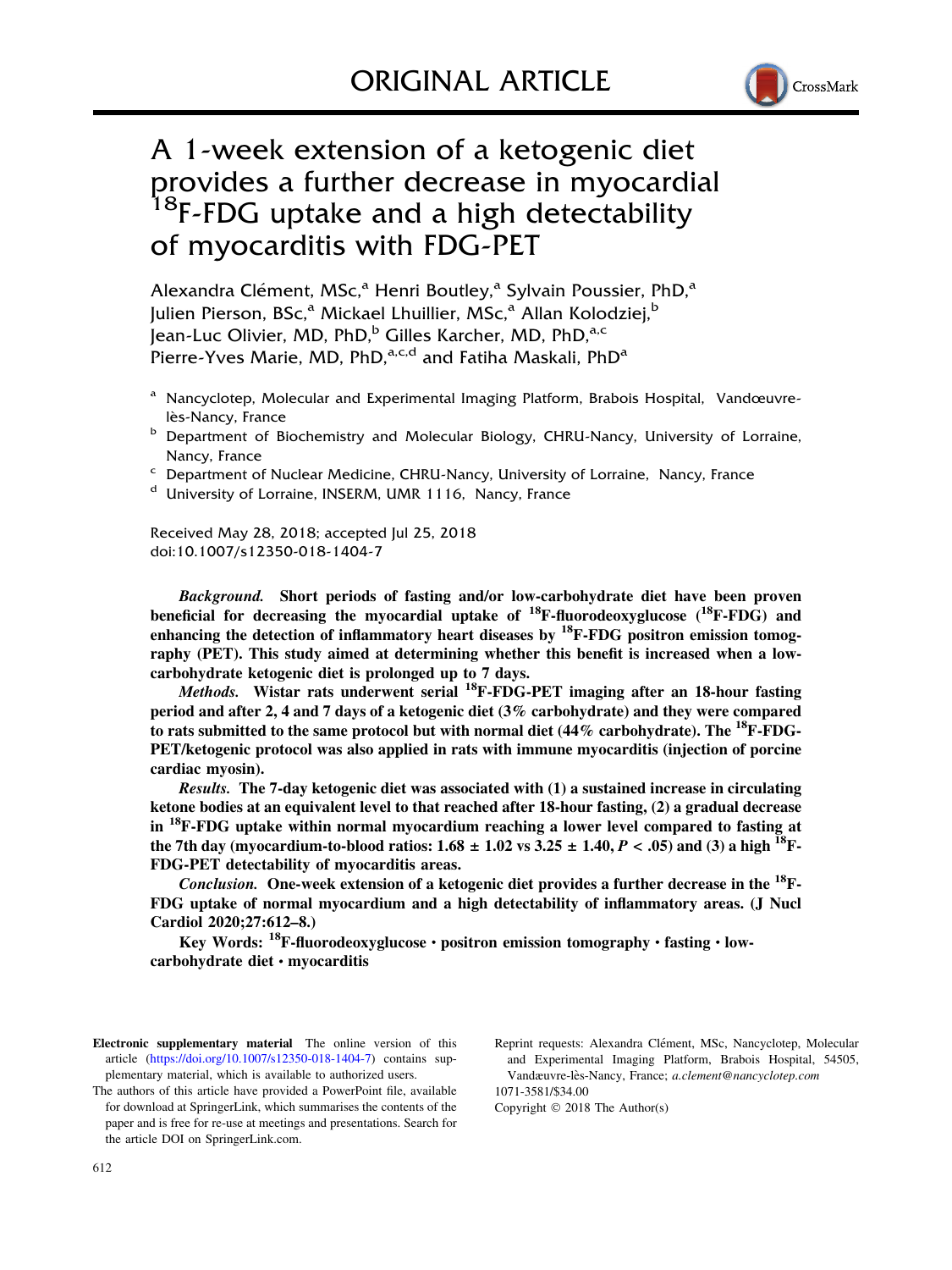ORIGINAL ARTICLE

# A 1-week extension of a ketogenic diet provides a further decrease in myocardial $^{18}$F-FDG uptake and a high detectability of myocarditis with FDG-PET

Alexandra Clément, MSc,[a] Henri Boutley,[a] Sylvain Poussier, PhD,[a] Julien Pierson, BSc,[a] Mickael Lhuillier, MSc,[a] Allan Kolodziej,[b] Jean-Luc Olivier, MD, PhD,[b] Gilles Karcher, MD, PhD,[a,c] Pierre-Yves Marie, MD, PhD,[a,c,d] and Fatiha Maskali, PhD[a]

[a] Nancyclotep, Molecular and Experimental Imaging Platform, Brabois Hospital, Vandœuvre-lès-Nancy, France

[b] Department of Biochemistry and Molecular Biology, CHRU-Nancy, University of Lorraine, Nancy, France

[c] Department of Nuclear Medicine, CHRU-Nancy, University of Lorraine, Nancy, France

[d] University of Lorraine, INSERM, UMR 1116, Nancy, France

Received May 28, 2018; accepted Jul 25, 2018
doi:10.1007/s12350-018-1404-7

***Background.*** **Short periods of fasting and/or low-carbohydrate diet have been proven beneficial for decreasing the myocardial uptake of $^{18}$F-fluorodeoxyglucose ($^{18}$F-FDG) and enhancing the detection of inflammatory heart diseases by $^{18}$F-FDG positron emission tomography (PET). This study aimed at determining whether this benefit is increased when a low-carbohydrate ketogenic diet is prolonged up to 7 days.**

***Methods.*** **Wistar rats underwent serial $^{18}$F-FDG-PET imaging after an 18-hour fasting period and after 2, 4 and 7 days of a ketogenic diet (3% carbohydrate) and they were compared to rats submitted to the same protocol but with normal diet (44% carbohydrate). The $^{18}$F-FDG-PET/ketogenic protocol was also applied in rats with immune myocarditis (injection of porcine cardiac myosin).**

***Results.*** **The 7-day ketogenic diet was associated with (1) a sustained increase in circulating ketone bodies at an equivalent level to that reached after 18-hour fasting, (2) a gradual decrease in $^{18}$F-FDG uptake within normal myocardium reaching a lower level compared to fasting at the 7th day (myocardium-to-blood ratios: 1.68 ± 1.02 vs 3.25 ± 1.40, $P < .05$) and (3) a high $^{18}$F-FDG-PET detectability of myocarditis areas.**

***Conclusion.*** **One-week extension of a ketogenic diet provides a further decrease in the $^{18}$F-FDG uptake of normal myocardium and a high detectability of inflammatory areas. (J Nucl Cardiol 2020;27:612–8.)**

**Key Words: $^{18}$F-fluorodeoxyglucose • positron emission tomography • fasting • low-carbohydrate diet • myocarditis**

**Electronic supplementary material** The online version of this article (https://doi.org/10.1007/s12350-018-1404-7) contains supplementary material, which is available to authorized users.

The authors of this article have provided a PowerPoint file, available for download at SpringerLink, which summarises the contents of the paper and is free for re-use at meetings and presentations. Search for the article DOI on SpringerLink.com.

Reprint requests: Alexandra Clément, MSc, Nancyclotep, Molecular and Experimental Imaging Platform, Brabois Hospital, 54505, Vandœuvre-lès-Nancy, France; *a.clement@nancyclotep.com*

1071-3581/$34.00

Copyright © 2018 The Author(s)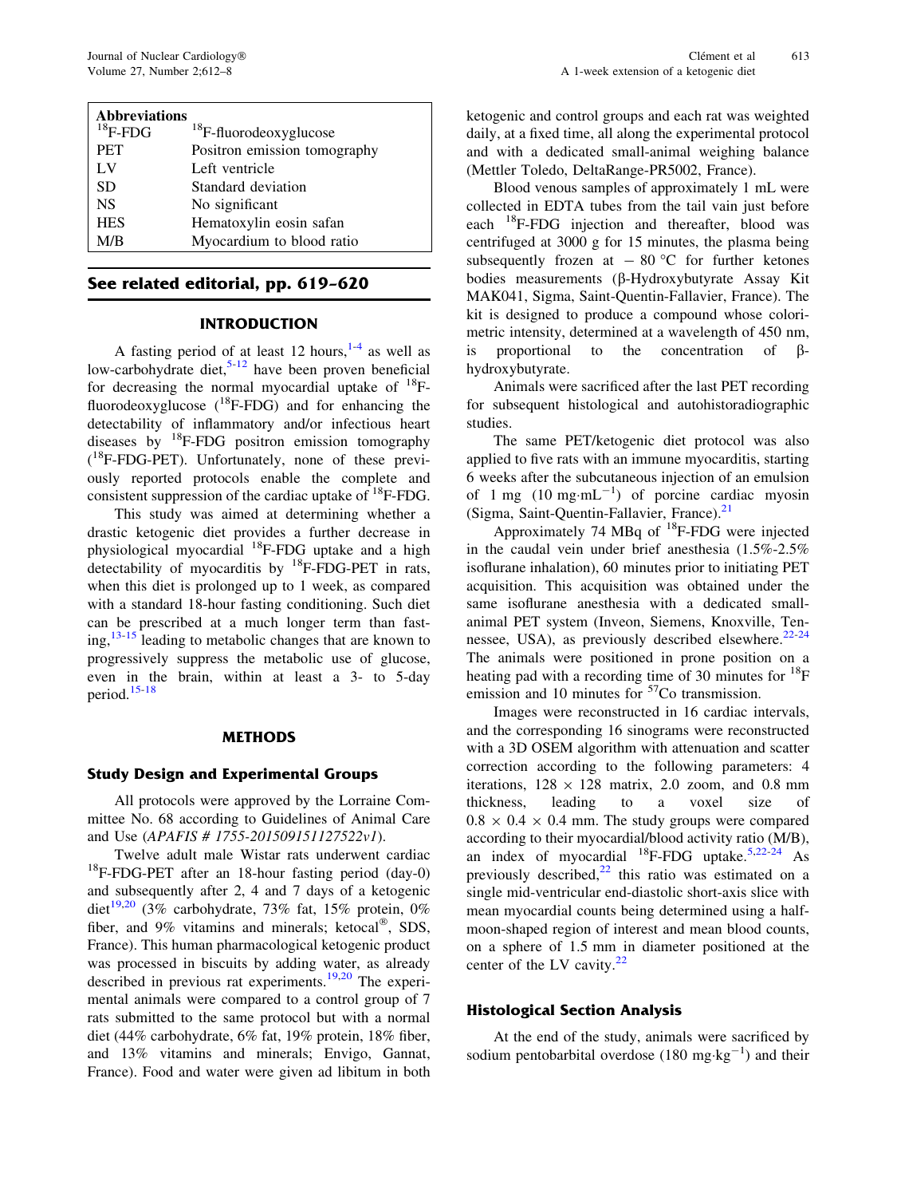| Abbreviations | |
|---|---|
| $^{18}$F-FDG | $^{18}$F-fluorodeoxyglucose |
| PET | Positron emission tomography |
| LV | Left ventricle |
| SD | Standard deviation |
| NS | No significant |
| HES | Hematoxylin eosin safan |
| M/B | Myocardium to blood ratio |

**See related editorial, pp. 619–620**

## INTRODUCTION

A fasting period of at least 12 hours,[1-4] as well as low-carbohydrate diet,[5-12] have been proven beneficial for decreasing the normal myocardial uptake of $^{18}$F-fluorodeoxyglucose ($^{18}$F-FDG) and for enhancing the detectability of inflammatory and/or infectious heart diseases by $^{18}$F-FDG positron emission tomography ($^{18}$F-FDG-PET). Unfortunately, none of these previously reported protocols enable the complete and consistent suppression of the cardiac uptake of $^{18}$F-FDG.

This study was aimed at determining whether a drastic ketogenic diet provides a further decrease in physiological myocardial $^{18}$F-FDG uptake and a high detectability of myocarditis by $^{18}$F-FDG-PET in rats, when this diet is prolonged up to 1 week, as compared with a standard 18-hour fasting conditioning. Such diet can be prescribed at a much longer term than fasting,[13-15] leading to metabolic changes that are known to progressively suppress the metabolic use of glucose, even in the brain, within at least a 3- to 5-day period.[15-18]

## METHODS

### Study Design and Experimental Groups

All protocols were approved by the Lorraine Committee No. 68 according to Guidelines of Animal Care and Use (*APAFIS # 1755-2015091511275 22v1*).

Twelve adult male Wistar rats underwent cardiac $^{18}$F-FDG-PET after an 18-hour fasting period (day-0) and subsequently after 2, 4 and 7 days of a ketogenic diet[19,20] (3% carbohydrate, 73% fat, 15% protein, 0% fiber, and 9% vitamins and minerals; ketocal®, SDS, France). This human pharmacological ketogenic product was processed in biscuits by adding water, as already described in previous rat experiments.[19,20] The experimental animals were compared to a control group of 7 rats submitted to the same protocol but with a normal diet (44% carbohydrate, 6% fat, 19% protein, 18% fiber, and 13% vitamins and minerals; Envigo, Gannat, France). Food and water were given ad libitum in both ketogenic and control groups and each rat was weighted daily, at a fixed time, all along the experimental protocol and with a dedicated small-animal weighing balance (Mettler Toledo, DeltaRange-PR5002, France).

Blood venous samples of approximately 1 mL were collected in EDTA tubes from the tail vain just before each $^{18}$F-FDG injection and thereafter, blood was centrifuged at 3000 g for 15 minutes, the plasma being subsequently frozen at $-80$ °C for further ketones bodies measurements (β-Hydroxybutyrate Assay Kit MAK041, Sigma, Saint-Quentin-Fallavier, France). The kit is designed to produce a compound whose colorimetric intensity, determined at a wavelength of 450 nm, is proportional to the concentration of β-hydroxybutyrate.

Animals were sacrificed after the last PET recording for subsequent histological and autohistoradiographic studies.

The same PET/ketogenic diet protocol was also applied to five rats with an immune myocarditis, starting 6 weeks after the subcutaneous injection of an emulsion of 1 mg (10 mg·mL$^{-1}$) of porcine cardiac myosin (Sigma, Saint-Quentin-Fallavier, France).[21]

Approximately 74 MBq of $^{18}$F-FDG were injected in the caudal vein under brief anesthesia (1.5%-2.5% isoflurane inhalation), 60 minutes prior to initiating PET acquisition. This acquisition was obtained under the same isoflurane anesthesia with a dedicated small-animal PET system (Inveon, Siemens, Knoxville, Tennessee, USA), as previously described elsewhere.[22-24] The animals were positioned in prone position on a heating pad with a recording time of 30 minutes for $^{18}$F emission and 10 minutes for $^{57}$Co transmission.

Images were reconstructed in 16 cardiac intervals, and the corresponding 16 sinograms were reconstructed with a 3D OSEM algorithm with attenuation and scatter correction according to the following parameters: 4 iterations, $128 \times 128$ matrix, 2.0 zoom, and 0.8 mm thickness, leading to a voxel size of $0.8 \times 0.4 \times 0.4$ mm. The study groups were compared according to their myocardial/blood activity ratio (M/B), an index of myocardial $^{18}$F-FDG uptake.[5,22-24] As previously described,[22] this ratio was estimated on a single mid-ventricular end-diastolic short-axis slice with mean myocardial counts being determined using a half-moon-shaped region of interest and mean blood counts, on a sphere of 1.5 mm in diameter positioned at the center of the LV cavity.[22]

### Histological Section Analysis

At the end of the study, animals were sacrificed by sodium pentobarbital overdose (180 mg·kg$^{-1}$) and their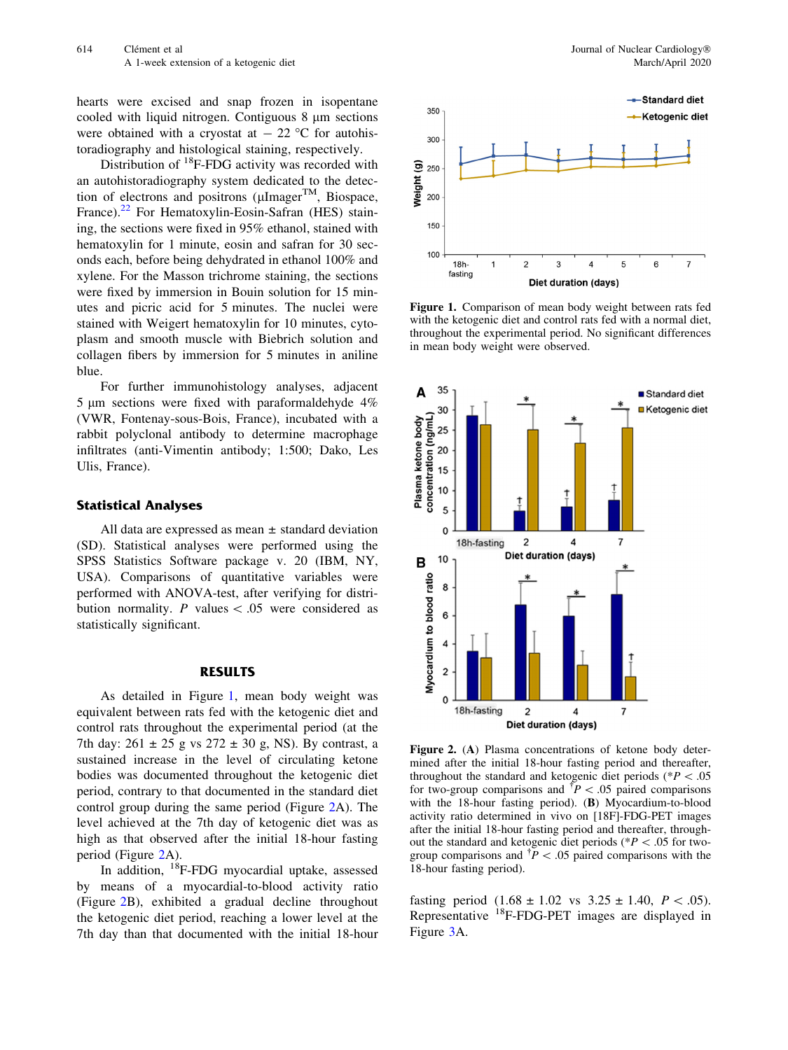hearts were excised and snap frozen in isopentane cooled with liquid nitrogen. Contiguous 8 µm sections were obtained with a cryostat at − 22 °C for autohistoradiography and histological staining, respectively.

Distribution of $^{18}$F-FDG activity was recorded with an autohistoradiography system dedicated to the detection of electrons and positrons (µImager™, Biospace, France).[22] For Hematoxylin-Eosin-Safran (HES) staining, the sections were fixed in 95% ethanol, stained with hematoxylin for 1 minute, eosin and safran for 30 seconds each, before being dehydrated in ethanol 100% and xylene. For the Masson trichrome staining, the sections were fixed by immersion in Bouin solution for 15 minutes and picric acid for 5 minutes. The nuclei were stained with Weigert hematoxylin for 10 minutes, cytoplasm and smooth muscle with Biebrich solution and collagen fibers by immersion for 5 minutes in aniline blue.

For further immunohistology analyses, adjacent 5 µm sections were fixed with paraformaldehyde 4% (VWR, Fontenay-sous-Bois, France), incubated with a rabbit polyclonal antibody to determine macrophage infiltrates (anti-Vimentin antibody; 1:500; Dako, Les Ulis, France).

## Statistical Analyses

All data are expressed as mean ± standard deviation (SD). Statistical analyses were performed using the SPSS Statistics Software package v. 20 (IBM, NY, USA). Comparisons of quantitative variables were performed with ANOVA-test, after verifying for distribution normality. $P$ values < .05 were considered as statistically significant.

## RESULTS

As detailed in Figure 1, mean body weight was equivalent between rats fed with the ketogenic diet and control rats throughout the experimental period (at the 7th day: 261 ± 25 g vs 272 ± 30 g, NS). By contrast, a sustained increase in the level of circulating ketone bodies was documented throughout the ketogenic diet period, contrary to that documented in the standard diet control group during the same period (Figure 2A). The level achieved at the 7th day of ketogenic diet was as high as that observed after the initial 18-hour fasting period (Figure 2A).

In addition, $^{18}$F-FDG myocardial uptake, assessed by means of a myocardial-to-blood activity ratio (Figure 2B), exhibited a gradual decline throughout the ketogenic diet period, reaching a lower level at the 7th day than that documented with the initial 18-hour fasting period (1.68 ± 1.02 vs 3.25 ± 1.40, $P$ < .05). Representative $^{18}$F-FDG-PET images are displayed in Figure 3A.

**Figure 1.** Comparison of mean body weight between rats fed with the ketogenic diet and control rats fed with a normal diet, throughout the experimental period. No significant differences in mean body weight were observed.

**Figure 2.** (**A**) Plasma concentrations of ketone body determined after the initial 18-hour fasting period and thereafter, throughout the standard and ketogenic diet periods (*$P$ < .05 for two-group comparisons and $^{\dagger}P$ < .05 paired comparisons with the 18-hour fasting period). (**B**) Myocardium-to-blood activity ratio determined in vivo on [18F]-FDG-PET images after the initial 18-hour fasting period and thereafter, throughout the standard and ketogenic diet periods (*$P$ < .05 for two-group comparisons and $^{\dagger}P$ < .05 paired comparisons with the 18-hour fasting period).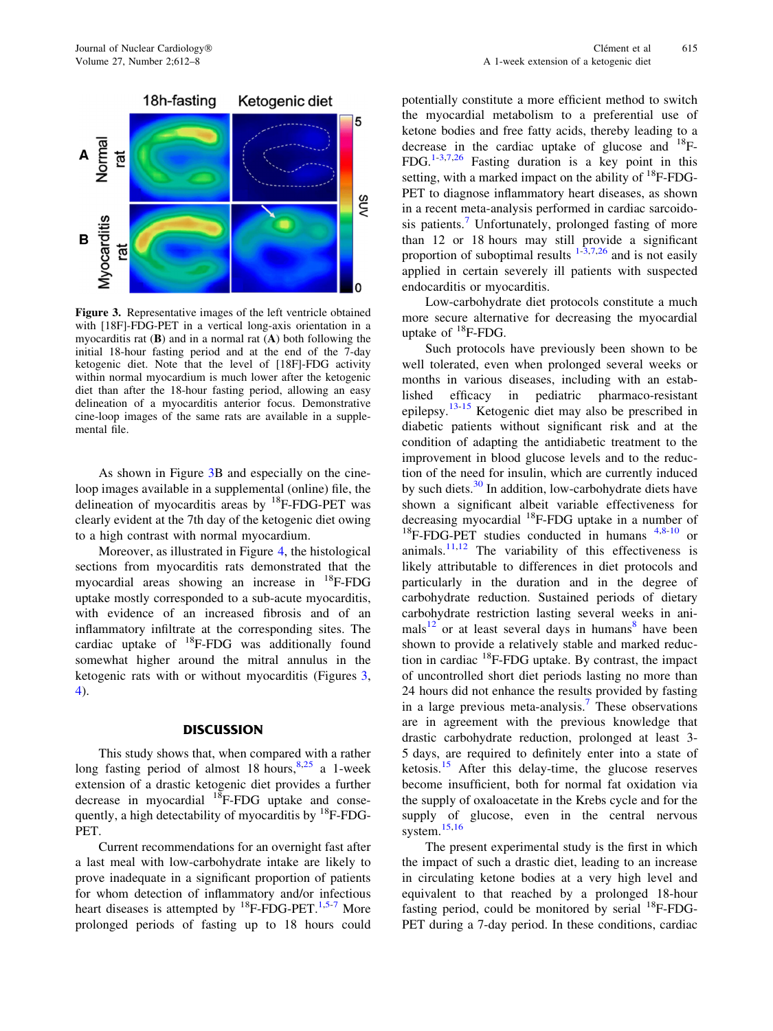**Figure 3.** Representative images of the left ventricle obtained with [18F]-FDG-PET in a vertical long-axis orientation in a myocarditis rat (**B**) and in a normal rat (**A**) both following the initial 18-hour fasting period and at the end of the 7-day ketogenic diet. Note that the level of [18F]-FDG activity within normal myocardium is much lower after the ketogenic diet than after the 18-hour fasting period, allowing an easy delineation of a myocarditis anterior focus. Demonstrative cine-loop images of the same rats are available in a supplemental file.

As shown in Figure 3B and especially on the cine-loop images available in a supplemental (online) file, the delineation of myocarditis areas by $^{18}$F-FDG-PET was clearly evident at the 7th day of the ketogenic diet owing to a high contrast with normal myocardium.

Moreover, as illustrated in Figure 4, the histological sections from myocarditis rats demonstrated that the myocardial areas showing an increase in $^{18}$F-FDG uptake mostly corresponded to a sub-acute myocarditis, with evidence of an increased fibrosis and of an inflammatory infiltrate at the corresponding sites. The cardiac uptake of $^{18}$F-FDG was additionally found somewhat higher around the mitral annulus in the ketogenic rats with or without myocarditis (Figures 3, 4).

## DISCUSSION

This study shows that, when compared with a rather long fasting period of almost 18 hours,[8,25] a 1-week extension of a drastic ketogenic diet provides a further decrease in myocardial $^{18}$F-FDG uptake and consequently, a high detectability of myocarditis by $^{18}$F-FDG-PET.

Current recommendations for an overnight fast after a last meal with low-carbohydrate intake are likely to prove inadequate in a significant proportion of patients for whom detection of inflammatory and/or infectious heart diseases is attempted by $^{18}$F-FDG-PET.[1,5-7] More prolonged periods of fasting up to 18 hours could potentially constitute a more efficient method to switch the myocardial metabolism to a preferential use of ketone bodies and free fatty acids, thereby leading to a decrease in the cardiac uptake of glucose and $^{18}$F-FDG.[1-3,7,26] Fasting duration is a key point in this setting, with a marked impact on the ability of $^{18}$F-FDG-PET to diagnose inflammatory heart diseases, as shown in a recent meta-analysis performed in cardiac sarcoidosis patients.[7] Unfortunately, prolonged fasting of more than 12 or 18 hours may still provide a significant proportion of suboptimal results [1-3,7,26] and is not easily applied in certain severely ill patients with suspected endocarditis or myocarditis.

Low-carbohydrate diet protocols constitute a much more secure alternative for decreasing the myocardial uptake of $^{18}$F-FDG.

Such protocols have previously been shown to be well tolerated, even when prolonged several weeks or months in various diseases, including with an established efficacy in pediatric pharmaco-resistant epilepsy.[13-15] Ketogenic diet may also be prescribed in diabetic patients without significant risk and at the condition of adapting the antidiabetic treatment to the improvement in blood glucose levels and to the reduction of the need for insulin, which are currently induced by such diets.[30] In addition, low-carbohydrate diets have shown a significant albeit variable effectiveness for decreasing myocardial $^{18}$F-FDG uptake in a number of $^{18}$F-FDG-PET studies conducted in humans [4,8-10] or animals.[11,12] The variability of this effectiveness is likely attributable to differences in diet protocols and particularly in the duration and in the degree of carbohydrate reduction. Sustained periods of dietary carbohydrate restriction lasting several weeks in animals[12] or at least several days in humans[8] have been shown to provide a relatively stable and marked reduction in cardiac $^{18}$F-FDG uptake. By contrast, the impact of uncontrolled short diet periods lasting no more than 24 hours did not enhance the results provided by fasting in a large previous meta-analysis.[7] These observations are in agreement with the previous knowledge that drastic carbohydrate reduction, prolonged at least 3-5 days, are required to definitely enter into a state of ketosis.[15] After this delay-time, the glucose reserves become insufficient, both for normal fat oxidation via the supply of oxaloacetate in the Krebs cycle and for the supply of glucose, even in the central nervous system.[15,16]

The present experimental study is the first in which the impact of such a drastic diet, leading to an increase in circulating ketone bodies at a very high level and equivalent to that reached by a prolonged 18-hour fasting period, could be monitored by serial $^{18}$F-FDG-PET during a 7-day period. In these conditions, cardiac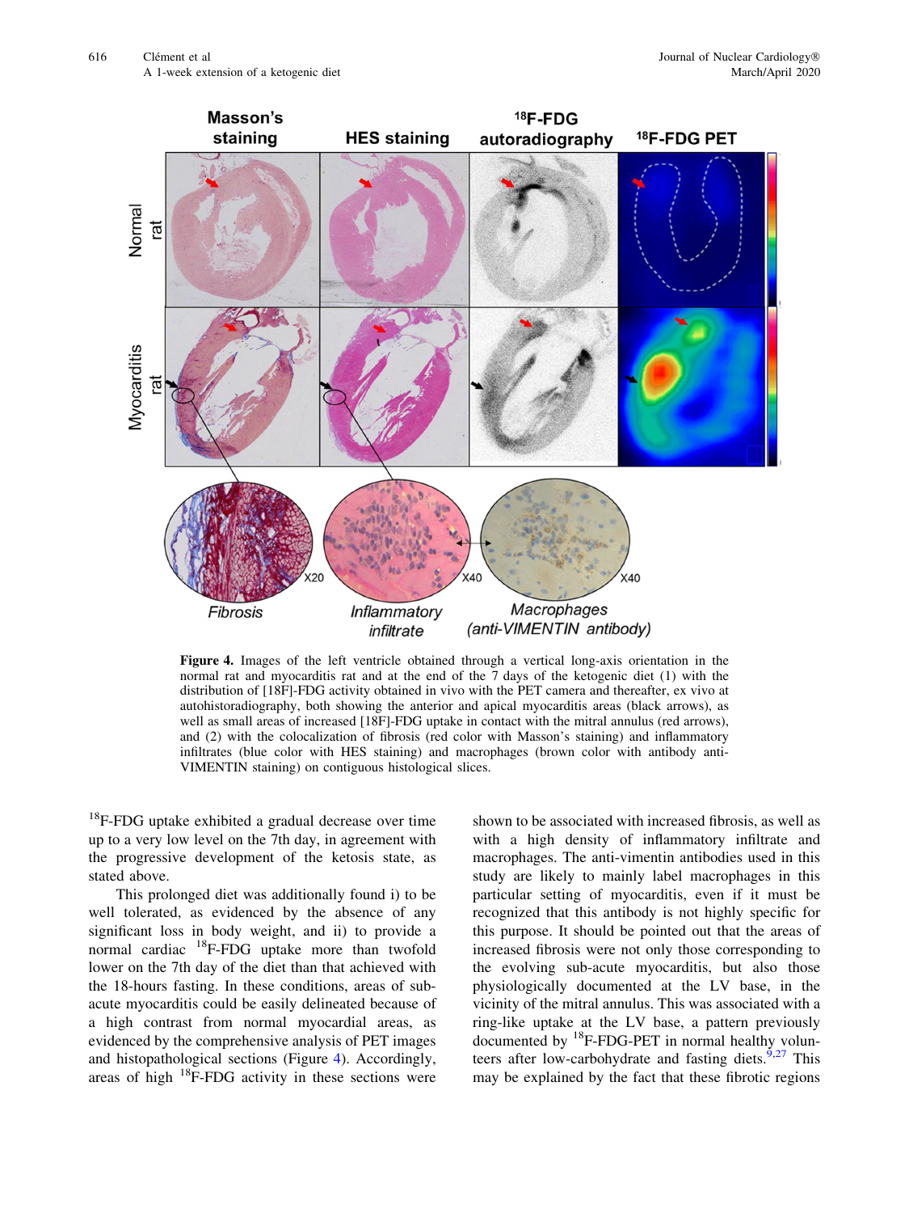**Figure 4.** Images of the left ventricle obtained through a vertical long-axis orientation in the normal rat and myocarditis rat and at the end of the 7 days of the ketogenic diet (1) with the distribution of [18F]-FDG activity obtained in vivo with the PET camera and thereafter, ex vivo at autohistoradiography, both showing the anterior and apical myocarditis areas (black arrows), as well as small areas of increased [18F]-FDG uptake in contact with the mitral annulus (red arrows), and (2) with the colocalization of fibrosis (red color with Masson's staining) and inflammatory infiltrates (blue color with HES staining) and macrophages (brown color with antibody anti-VIMENTIN staining) on contiguous histological slices.

$^{18}$F-FDG uptake exhibited a gradual decrease over time up to a very low level on the 7th day, in agreement with the progressive development of the ketosis state, as stated above.

This prolonged diet was additionally found i) to be well tolerated, as evidenced by the absence of any significant loss in body weight, and ii) to provide a normal cardiac $^{18}$F-FDG uptake more than twofold lower on the 7th day of the diet than that achieved with the 18-hours fasting. In these conditions, areas of sub-acute myocarditis could be easily delineated because of a high contrast from normal myocardial areas, as evidenced by the comprehensive analysis of PET images and histopathological sections (Figure 4). Accordingly, areas of high $^{18}$F-FDG activity in these sections were shown to be associated with increased fibrosis, as well as with a high density of inflammatory infiltrate and macrophages. The anti-vimentin antibodies used in this study are likely to mainly label macrophages in this particular setting of myocarditis, even if it must be recognized that this antibody is not highly specific for this purpose. It should be pointed out that the areas of increased fibrosis were not only those corresponding to the evolving sub-acute myocarditis, but also those physiologically documented at the LV base, in the vicinity of the mitral annulus. This was associated with a ring-like uptake at the LV base, a pattern previously documented by $^{18}$F-FDG-PET in normal healthy volunteers after low-carbohydrate and fasting diets.[9,27] This may be explained by the fact that these fibrotic regions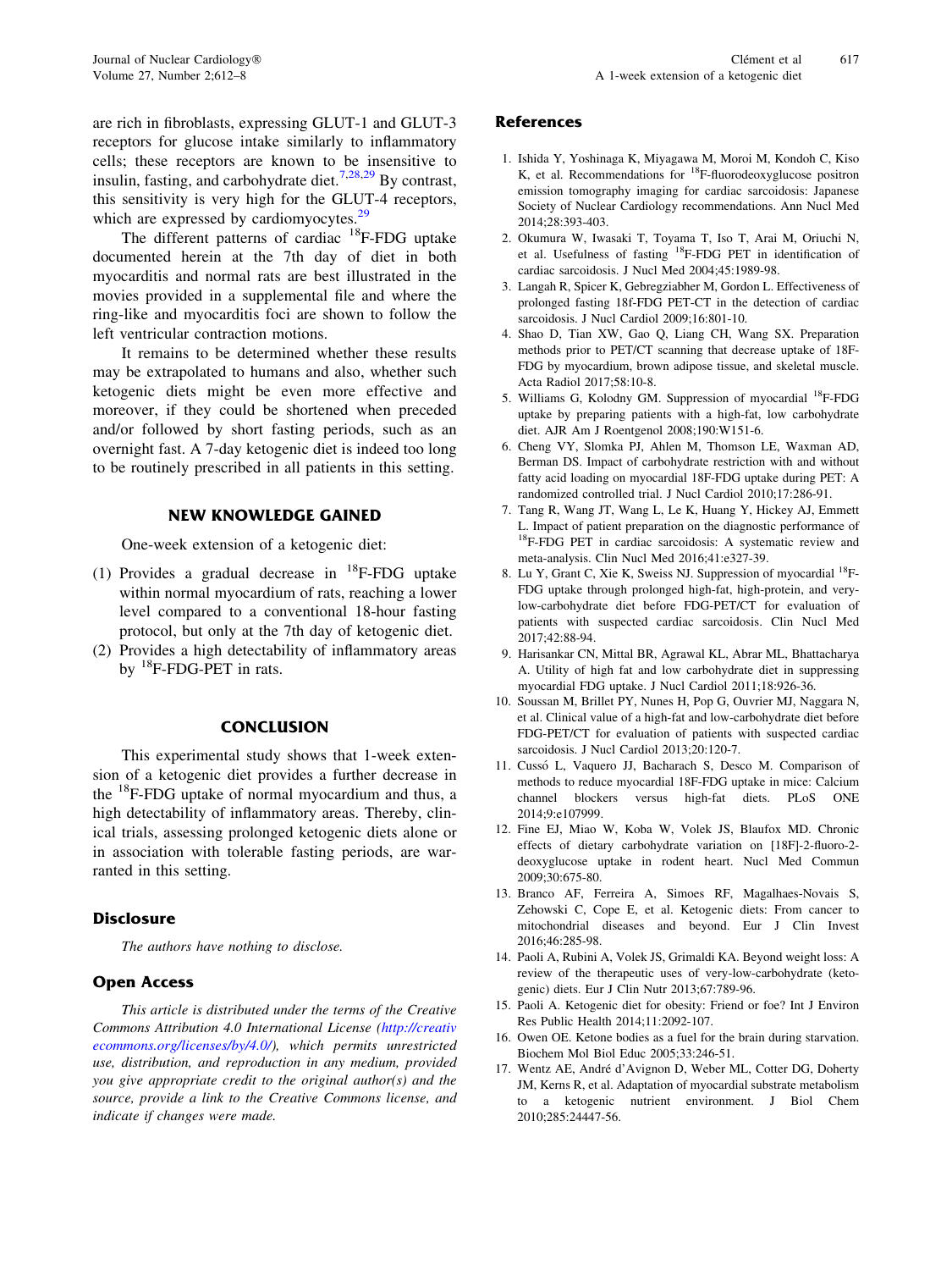are rich in fibroblasts, expressing GLUT-1 and GLUT-3 receptors for glucose intake similarly to inflammatory cells; these receptors are known to be insensitive to insulin, fasting, and carbohydrate diet.[7,28,29] By contrast, this sensitivity is very high for the GLUT-4 receptors, which are expressed by cardiomyocytes.[29]

The different patterns of cardiac $^{18}$F-FDG uptake documented herein at the 7th day of diet in both myocarditis and normal rats are best illustrated in the movies provided in a supplemental file and where the ring-like and myocarditis foci are shown to follow the left ventricular contraction motions.

It remains to be determined whether these results may be extrapolated to humans and also, whether such ketogenic diets might be even more effective and moreover, if they could be shortened when preceded and/or followed by short fasting periods, such as an overnight fast. A 7-day ketogenic diet is indeed too long to be routinely prescribed in all patients in this setting.

## NEW KNOWLEDGE GAINED

One-week extension of a ketogenic diet:

(1) Provides a gradual decrease in $^{18}$F-FDG uptake within normal myocardium of rats, reaching a lower level compared to a conventional 18-hour fasting protocol, but only at the 7th day of ketogenic diet.
(2) Provides a high detectability of inflammatory areas by $^{18}$F-FDG-PET in rats.

## CONCLUSION

This experimental study shows that 1-week extension of a ketogenic diet provides a further decrease in the $^{18}$F-FDG uptake of normal myocardium and thus, a high detectability of inflammatory areas. Thereby, clinical trials, assessing prolonged ketogenic diets alone or in association with tolerable fasting periods, are warranted in this setting.

## Disclosure

*The authors have nothing to disclose.*

## Open Access

*This article is distributed under the terms of the Creative Commons Attribution 4.0 International License (http://creativecommons.org/licenses/by/4.0/), which permits unrestricted use, distribution, and reproduction in any medium, provided you give appropriate credit to the original author(s) and the source, provide a link to the Creative Commons license, and indicate if changes were made.*

## References

1. Ishida Y, Yoshinaga K, Miyagawa M, Moroi M, Kondoh C, Kiso K, et al. Recommendations for $^{18}$F-fluorodeoxyglucose positron emission tomography imaging for cardiac sarcoidosis: Japanese Society of Nuclear Cardiology recommendations. Ann Nucl Med 2014;28:393-403.
2. Okumura W, Iwasaki T, Toyama T, Iso T, Arai M, Oriuchi N, et al. Usefulness of fasting $^{18}$F-FDG PET in identification of cardiac sarcoidosis. J Nucl Med 2004;45:1989-98.
3. Langah R, Spicer K, Gebregziabher M, Gordon L. Effectiveness of prolonged fasting 18f-FDG PET-CT in the detection of cardiac sarcoidosis. J Nucl Cardiol 2009;16:801-10.
4. Shao D, Tian XW, Gao Q, Liang CH, Wang SX. Preparation methods prior to PET/CT scanning that decrease uptake of 18F-FDG by myocardium, brown adipose tissue, and skeletal muscle. Acta Radiol 2017;58:10-8.
5. Williams G, Kolodny GM. Suppression of myocardial $^{18}$F-FDG uptake by preparing patients with a high-fat, low carbohydrate diet. AJR Am J Roentgenol 2008;190:W151-6.
6. Cheng VY, Slomka PJ, Ahlen M, Thomson LE, Waxman AD, Berman DS. Impact of carbohydrate restriction with and without fatty acid loading on myocardial 18F-FDG uptake during PET: A randomized controlled trial. J Nucl Cardiol 2010;17:286-91.
7. Tang R, Wang JT, Wang L, Le K, Huang Y, Hickey AJ, Emmett L. Impact of patient preparation on the diagnostic performance of $^{18}$F-FDG PET in cardiac sarcoidosis: A systematic review and meta-analysis. Clin Nucl Med 2016;41:e327-39.
8. Lu Y, Grant C, Xie K, Sweiss NJ. Suppression of myocardial $^{18}$F-FDG uptake through prolonged high-fat, high-protein, and very-low-carbohydrate diet before FDG-PET/CT for evaluation of patients with suspected cardiac sarcoidosis. Clin Nucl Med 2017;42:88-94.
9. Harisankar CN, Mittal BR, Agrawal KL, Abrar ML, Bhattacharya A. Utility of high fat and low carbohydrate diet in suppressing myocardial FDG uptake. J Nucl Cardiol 2011;18:926-36.
10. Soussan M, Brillet PY, Nunes H, Pop G, Ouvrier MJ, Naggara N, et al. Clinical value of a high-fat and low-carbohydrate diet before FDG-PET/CT for evaluation of patients with suspected cardiac sarcoidosis. J Nucl Cardiol 2013;20:120-7.
11. Cussó L, Vaquero JJ, Bacharach S, Desco M. Comparison of methods to reduce myocardial 18F-FDG uptake in mice: Calcium channel blockers versus high-fat diets. PLoS ONE 2014;9:e107999.
12. Fine EJ, Miao W, Koba W, Volek JS, Blaufox MD. Chronic effects of dietary carbohydrate variation on [18F]-2-fluoro-2-deoxyglucose uptake in rodent heart. Nucl Med Commun 2009;30:675-80.
13. Branco AF, Ferreira A, Simoes RF, Magalhaes-Novais S, Zehowski C, Cope E, et al. Ketogenic diets: From cancer to mitochondrial diseases and beyond. Eur J Clin Invest 2016;46:285-98.
14. Paoli A, Rubini A, Volek JS, Grimaldi KA. Beyond weight loss: A review of the therapeutic uses of very-low-carbohydrate (ketogenic) diets. Eur J Clin Nutr 2013;67:789-96.
15. Paoli A. Ketogenic diet for obesity: Friend or foe? Int J Environ Res Public Health 2014;11:2092-107.
16. Owen OE. Ketone bodies as a fuel for the brain during starvation. Biochem Mol Biol Educ 2005;33:246-51.
17. Wentz AE, André d'Avignon D, Weber ML, Cotter DG, Doherty JM, Kerns R, et al. Adaptation of myocardial substrate metabolism to a ketogenic nutrient environment. J Biol Chem 2010;285:24447-56.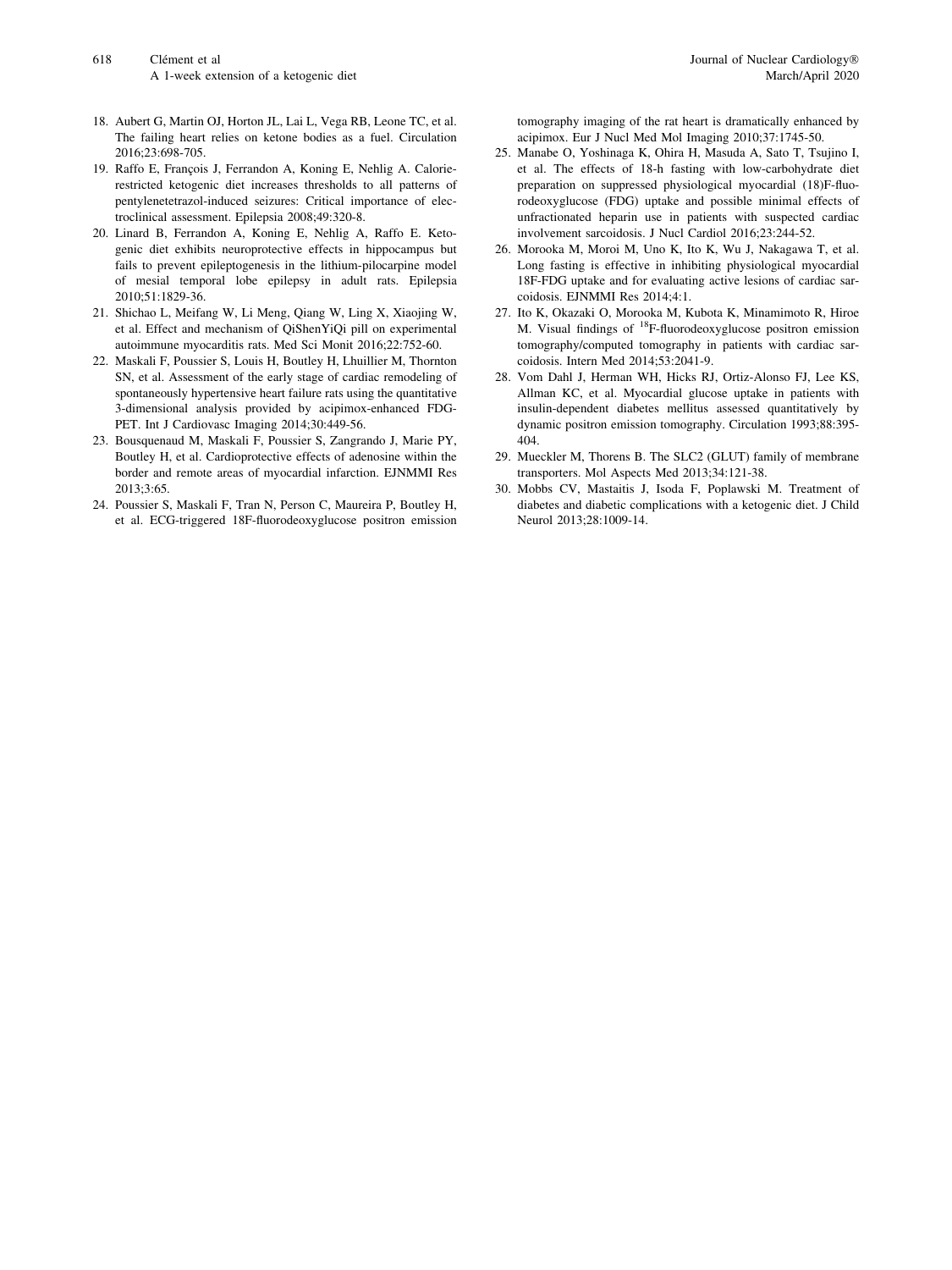18. Aubert G, Martin OJ, Horton JL, Lai L, Vega RB, Leone TC, et al. The failing heart relies on ketone bodies as a fuel. Circulation 2016;23:698-705.
19. Raffo E, François J, Ferrandon A, Koning E, Nehlig A. Calorie-restricted ketogenic diet increases thresholds to all patterns of pentylenetetrazol-induced seizures: Critical importance of electroclinical assessment. Epilepsia 2008;49:320-8.
20. Linard B, Ferrandon A, Koning E, Nehlig A, Raffo E. Ketogenic diet exhibits neuroprotective effects in hippocampus but fails to prevent epileptogenesis in the lithium-pilocarpine model of mesial temporal lobe epilepsy in adult rats. Epilepsia 2010;51:1829-36.
21. Shichao L, Meifang W, Li Meng, Qiang W, Ling X, Xiaojing W, et al. Effect and mechanism of QiShenYiQi pill on experimental autoimmune myocarditis rats. Med Sci Monit 2016;22:752-60.
22. Maskali F, Poussier S, Louis H, Boutley H, Lhuillier M, Thornton SN, et al. Assessment of the early stage of cardiac remodeling of spontaneously hypertensive heart failure rats using the quantitative 3-dimensional analysis provided by acipimox-enhanced FDG-PET. Int J Cardiovasc Imaging 2014;30:449-56.
23. Bousquenaud M, Maskali F, Poussier S, Zangrando J, Marie PY, Boutley H, et al. Cardioprotective effects of adenosine within the border and remote areas of myocardial infarction. EJNMMI Res 2013;3:65.
24. Poussier S, Maskali F, Tran N, Person C, Maureira P, Boutley H, et al. ECG-triggered 18F-fluorodeoxyglucose positron emission tomography imaging of the rat heart is dramatically enhanced by acipimox. Eur J Nucl Med Mol Imaging 2010;37:1745-50.
25. Manabe O, Yoshinaga K, Ohira H, Masuda A, Sato T, Tsujino I, et al. The effects of 18-h fasting with low-carbohydrate diet preparation on suppressed physiological myocardial (18)F-fluorodeoxyglucose (FDG) uptake and possible minimal effects of unfractionated heparin use in patients with suspected cardiac involvement sarcoidosis. J Nucl Cardiol 2016;23:244-52.
26. Morooka M, Moroi M, Uno K, Ito K, Wu J, Nakagawa T, et al. Long fasting is effective in inhibiting physiological myocardial 18F-FDG uptake and for evaluating active lesions of cardiac sarcoidosis. EJNMMI Res 2014;4:1.
27. Ito K, Okazaki O, Morooka M, Kubota K, Minamimoto R, Hiroe M. Visual findings of $^{18}$F-fluorodeoxyglucose positron emission tomography/computed tomography in patients with cardiac sarcoidosis. Intern Med 2014;53:2041-9.
28. Vom Dahl J, Herman WH, Hicks RJ, Ortiz-Alonso FJ, Lee KS, Allman KC, et al. Myocardial glucose uptake in patients with insulin-dependent diabetes mellitus assessed quantitatively by dynamic positron emission tomography. Circulation 1993;88:395-404.
29. Mueckler M, Thorens B. The SLC2 (GLUT) family of membrane transporters. Mol Aspects Med 2013;34:121-38.
30. Mobbs CV, Mastaitis J, Isoda F, Poplawski M. Treatment of diabetes and diabetic complications with a ketogenic diet. J Child Neurol 2013;28:1009-14.